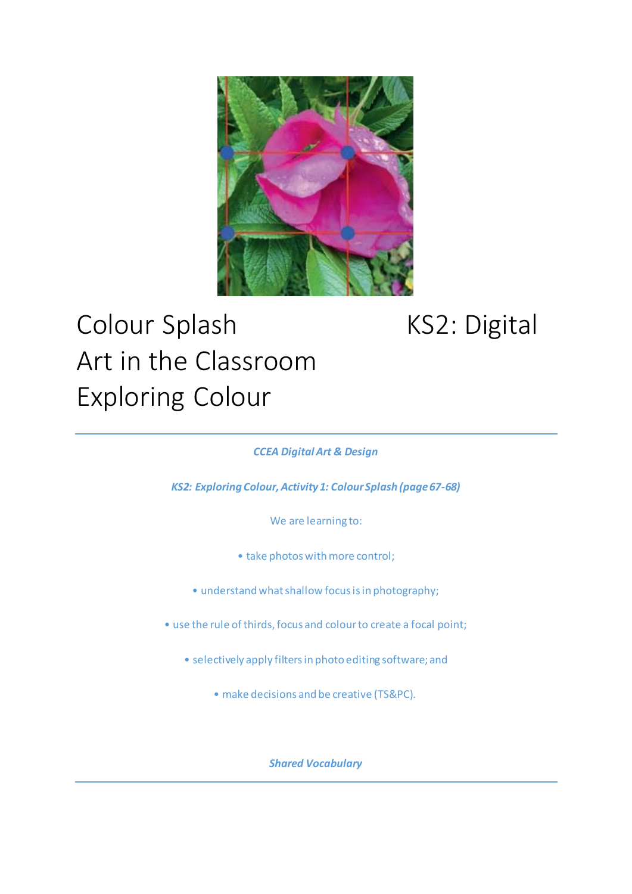# Colour Splash Art in the Classroom Exploring Colour

# KS2: Digital

***CCEA Digital Art & Design***

***KS2: Exploring Colour, Activity 1: Colour Splash (page 67-68)***

We are learning to:

- take photos with more control;
- understand what shallow focus is in photography;
- use the rule of thirds, focus and colour to create a focal point;
- selectively apply filters in photo editing software; and
- make decisions and be creative (TS&PC).

***Shared Vocabulary***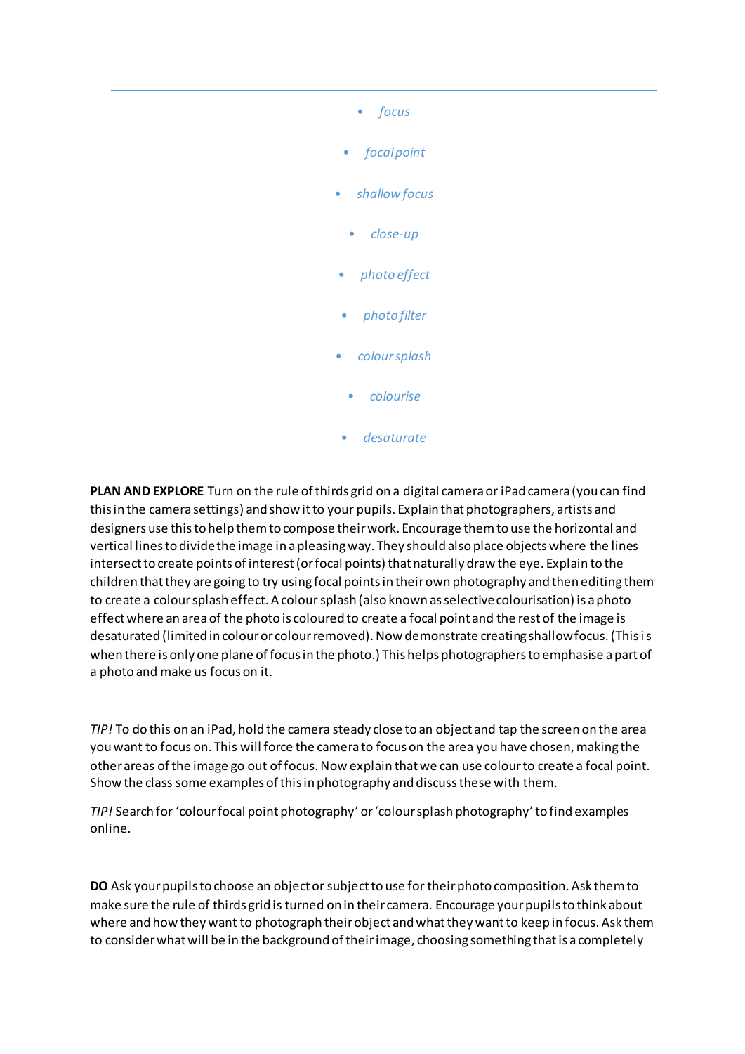- *focus*
- *focal point*
- *shallow focus*
- *close-up*
- *photo effect*
- *photo filter*
- *colour splash*
- *colourise*
- *desaturate*

---

**PLAN AND EXPLORE** Turn on the rule of thirds grid on a digital camera or iPad camera (you can find this in the camera settings) and show it to your pupils. Explain that photographers, artists and designers use this to help them to compose their work. Encourage them to use the horizontal and vertical lines to divide the image in a pleasing way. They should also place objects where the lines intersect to create points of interest (or focal points) that naturally draw the eye. Explain to the children that they are going to try using focal points in their own photography and then editing them to create a colour splash effect. A colour splash (also known as selective colourisation) is a photo effect where an area of the photo is coloured to create a focal point and the rest of the image is desaturated (limited in colour or colour removed). Now demonstrate creating shallow focus. (This is when there is only one plane of focus in the photo.) This helps photographers to emphasise a part of a photo and make us focus on it.

*TIP!* To do this on an iPad, hold the camera steady close to an object and tap the screen on the area you want to focus on. This will force the camera to focus on the area you have chosen, making the other areas of the image go out of focus. Now explain that we can use colour to create a focal point. Show the class some examples of this in photography and discuss these with them.

*TIP!* Search for 'colour focal point photography' or 'colour splash photography' to find examples online.

**DO** Ask your pupils to choose an object or subject to use for their photo composition. Ask them to make sure the rule of thirds grid is turned on in their camera. Encourage your pupils to think about where and how they want to photograph their object and what they want to keep in focus. Ask them to consider what will be in the background of their image, choosing something that is a completely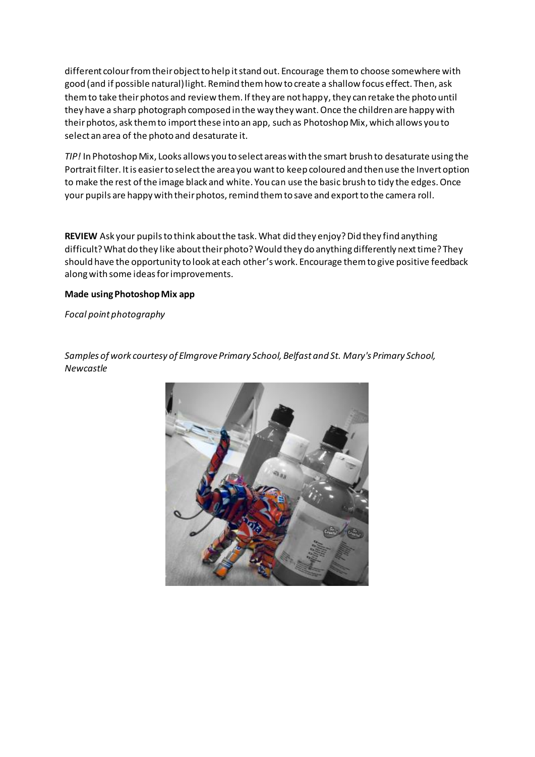different colour from their object to help it stand out. Encourage them to choose somewhere with good (and if possible natural) light. Remind them how to create a shallow focus effect. Then, ask them to take their photos and review them. If they are not happy, they can retake the photo until they have a sharp photograph composed in the way they want. Once the children are happy with their photos, ask them to import these into an app, such as Photoshop Mix, which allows you to select an area of the photo and desaturate it.

*TIP!* In Photoshop Mix, Looks allows you to select areas with the smart brush to desaturate using the Portrait filter. It is easier to select the area you want to keep coloured and then use the Invert option to make the rest of the image black and white. You can use the basic brush to tidy the edges. Once your pupils are happy with their photos, remind them to save and export to the camera roll.

**REVIEW** Ask your pupils to think about the task. What did they enjoy? Did they find anything difficult? What do they like about their photo? Would they do anything differently next time? They should have the opportunity to look at each other's work. Encourage them to give positive feedback along with some ideas for improvements.

**Made using Photoshop Mix app**

*Focal point photography*

*Samples of work courtesy of Elmgrove Primary School, Belfast and St. Mary's Primary School, Newcastle*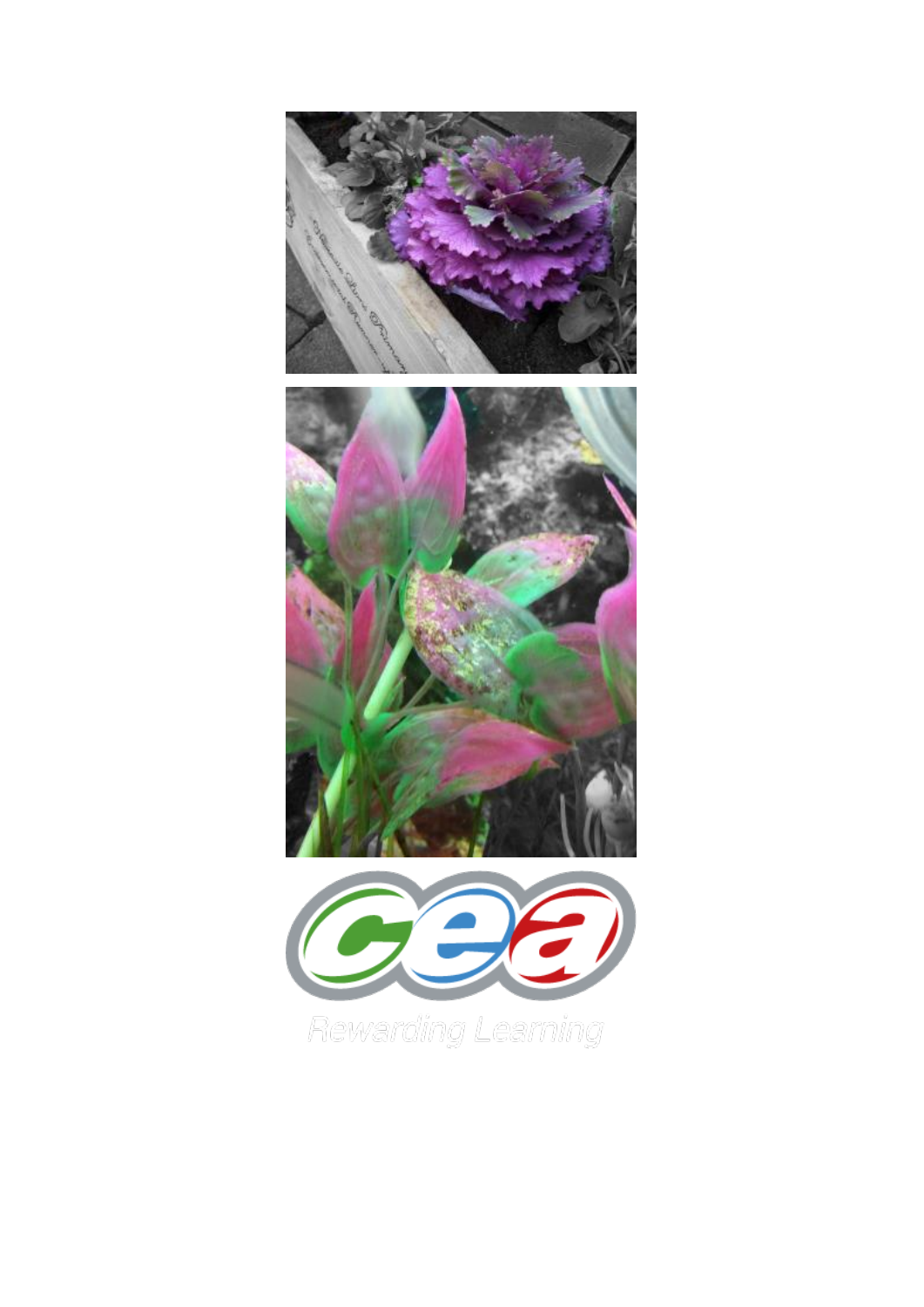Rewarding Learning